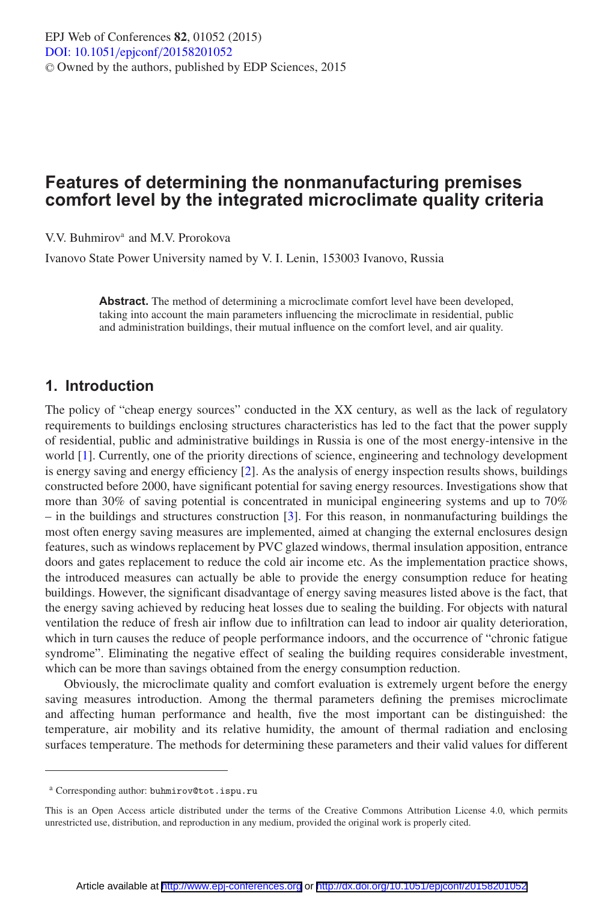# Features of determining the nonmanufacturing premises comfort level by the integrated microclimate quality criteria

V.V. Buhmirov[a] and M.V. Prorokova

Ivanovo State Power University named by V. I. Lenin, 153003 Ivanovo, Russia

**Abstract.** The method of determining a microclimate comfort level have been developed, taking into account the main parameters influencing the microclimate in residential, public and administration buildings, their mutual influence on the comfort level, and air quality.

## 1. Introduction

The policy of "cheap energy sources" conducted in the XX century, as well as the lack of regulatory requirements to buildings enclosing structures characteristics has led to the fact that the power supply of residential, public and administrative buildings in Russia is one of the most energy-intensive in the world [1]. Currently, one of the priority directions of science, engineering and technology development is energy saving and energy efficiency [2]. As the analysis of energy inspection results shows, buildings constructed before 2000, have significant potential for saving energy resources. Investigations show that more than 30% of saving potential is concentrated in municipal engineering systems and up to 70% – in the buildings and structures construction [3]. For this reason, in nonmanufacturing buildings the most often energy saving measures are implemented, aimed at changing the external enclosures design features, such as windows replacement by PVC glazed windows, thermal insulation apposition, entrance doors and gates replacement to reduce the cold air income etc. As the implementation practice shows, the introduced measures can actually be able to provide the energy consumption reduce for heating buildings. However, the significant disadvantage of energy saving measures listed above is the fact, that the energy saving achieved by reducing heat losses due to sealing the building. For objects with natural ventilation the reduce of fresh air inflow due to infiltration can lead to indoor air quality deterioration, which in turn causes the reduce of people performance indoors, and the occurrence of "chronic fatigue syndrome". Eliminating the negative effect of sealing the building requires considerable investment, which can be more than savings obtained from the energy consumption reduction.

Obviously, the microclimate quality and comfort evaluation is extremely urgent before the energy saving measures introduction. Among the thermal parameters defining the premises microclimate and affecting human performance and health, five the most important can be distinguished: the temperature, air mobility and its relative humidity, the amount of thermal radiation and enclosing surfaces temperature. The methods for determining these parameters and their valid values for different

[a] Corresponding author: buhmirov@tot.ispu.ru

This is an Open Access article distributed under the terms of the Creative Commons Attribution License 4.0, which permits unrestricted use, distribution, and reproduction in any medium, provided the original work is properly cited.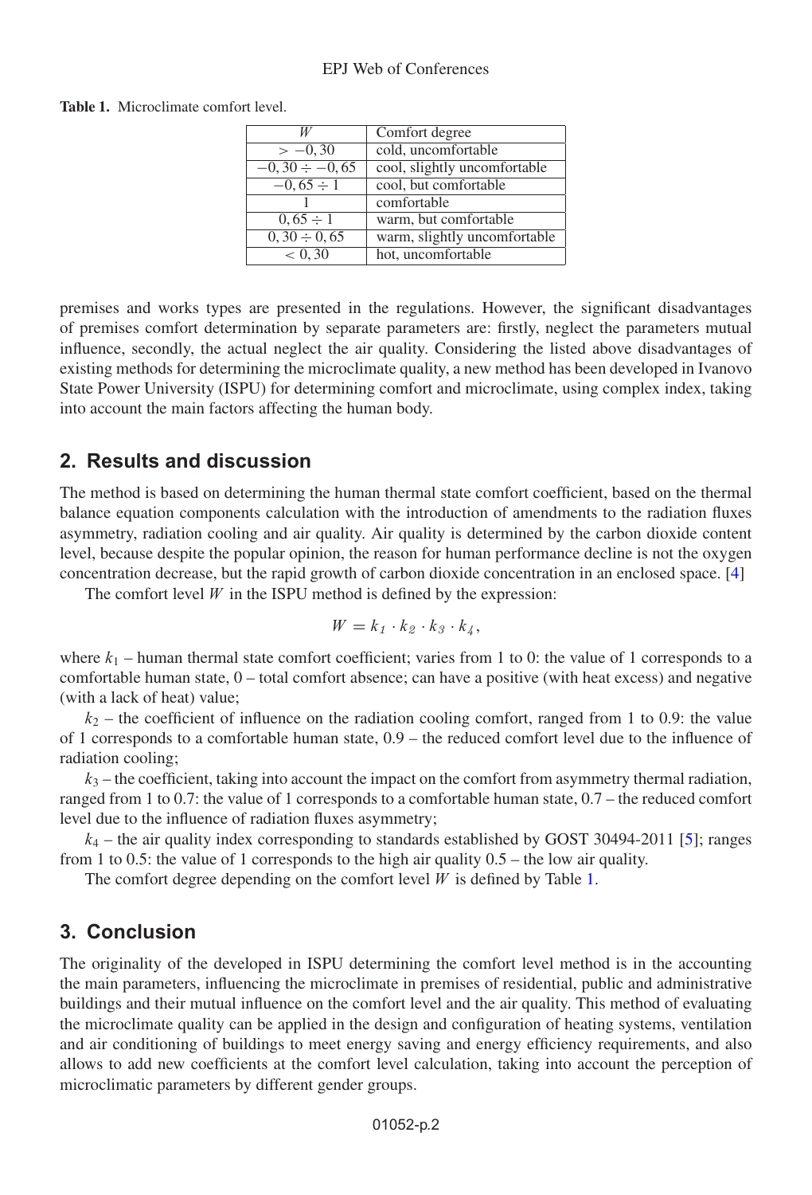**Table 1.** Microclimate comfort level.

| $W$ | Comfort degree |
|---|---|
| $> -0,30$ | cold, uncomfortable |
| $-0,30 \div -0,65$ | cool, slightly uncomfortable |
| $-0,65 \div 1$ | cool, but comfortable |
| 1 | comfortable |
| $0,65 \div 1$ | warm, but comfortable |
| $0,30 \div 0,65$ | warm, slightly uncomfortable |
| $< 0,30$ | hot, uncomfortable |

premises and works types are presented in the regulations. However, the significant disadvantages of premises comfort determination by separate parameters are: firstly, neglect the parameters mutual influence, secondly, the actual neglect the air quality. Considering the listed above disadvantages of existing methods for determining the microclimate quality, a new method has been developed in Ivanovo State Power University (ISPU) for determining comfort and microclimate, using complex index, taking into account the main factors affecting the human body.

## 2. Results and discussion

The method is based on determining the human thermal state comfort coefficient, based on the thermal balance equation components calculation with the introduction of amendments to the radiation fluxes asymmetry, radiation cooling and air quality. Air quality is determined by the carbon dioxide content level, because despite the popular opinion, the reason for human performance decline is not the oxygen concentration decrease, but the rapid growth of carbon dioxide concentration in an enclosed space. [4]

The comfort level $W$ in the ISPU method is defined by the expression:

$$W = k_1 \cdot k_2 \cdot k_3 \cdot k_4,$$

where $k_1$ – human thermal state comfort coefficient; varies from 1 to 0: the value of 1 corresponds to a comfortable human state, 0 – total comfort absence; can have a positive (with heat excess) and negative (with a lack of heat) value;

$k_2$ – the coefficient of influence on the radiation cooling comfort, ranged from 1 to 0.9: the value of 1 corresponds to a comfortable human state, 0.9 – the reduced comfort level due to the influence of radiation cooling;

$k_3$ – the coefficient, taking into account the impact on the comfort from asymmetry thermal radiation, ranged from 1 to 0.7: the value of 1 corresponds to a comfortable human state, 0.7 – the reduced comfort level due to the influence of radiation fluxes asymmetry;

$k_4$ – the air quality index corresponding to standards established by GOST 30494-2011 [5]; ranges from 1 to 0.5: the value of 1 corresponds to the high air quality 0.5 – the low air quality.

The comfort degree depending on the comfort level $W$ is defined by Table 1.

## 3. Conclusion

The originality of the developed in ISPU determining the comfort level method is in the accounting the main parameters, influencing the microclimate in premises of residential, public and administrative buildings and their mutual influence on the comfort level and the air quality. This method of evaluating the microclimate quality can be applied in the design and configuration of heating systems, ventilation and air conditioning of buildings to meet energy saving and energy efficiency requirements, and also allows to add new coefficients at the comfort level calculation, taking into account the perception of microclimatic parameters by different gender groups.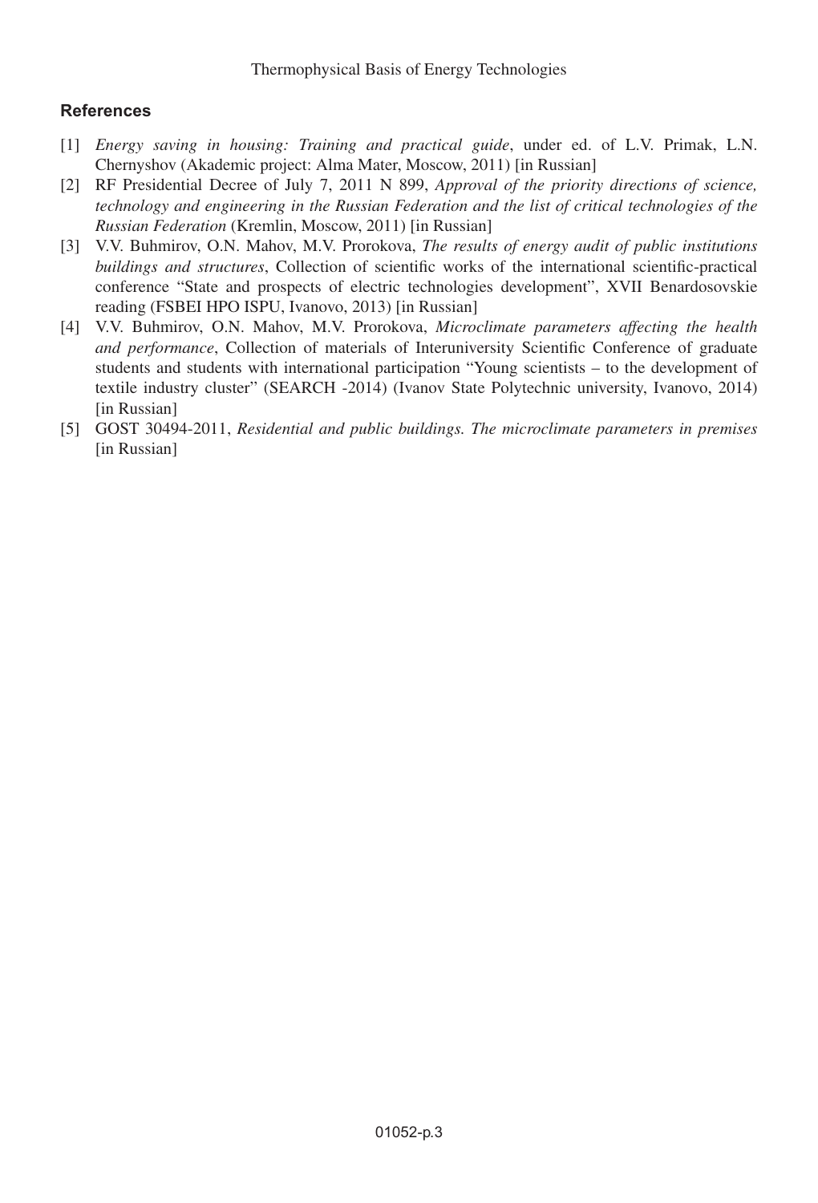## References

[1] *Energy saving in housing: Training and practical guide*, under ed. of L.V. Primak, L.N. Chernyshov (Akademic project: Alma Mater, Moscow, 2011) [in Russian]

[2] RF Presidential Decree of July 7, 2011 N 899, *Approval of the priority directions of science, technology and engineering in the Russian Federation and the list of critical technologies of the Russian Federation* (Kremlin, Moscow, 2011) [in Russian]

[3] V.V. Buhmirov, O.N. Mahov, M.V. Prorokova, *The results of energy audit of public institutions buildings and structures*, Collection of scientific works of the international scientific-practical conference "State and prospects of electric technologies development", XVII Benardosovskie reading (FSBEI HPO ISPU, Ivanovo, 2013) [in Russian]

[4] V.V. Buhmirov, O.N. Mahov, M.V. Prorokova, *Microclimate parameters affecting the health and performance*, Collection of materials of Interuniversity Scientific Conference of graduate students and students with international participation "Young scientists – to the development of textile industry cluster" (SEARCH -2014) (Ivanov State Polytechnic university, Ivanovo, 2014) [in Russian]

[5] GOST 30494-2011, *Residential and public buildings. The microclimate parameters in premises* [in Russian]